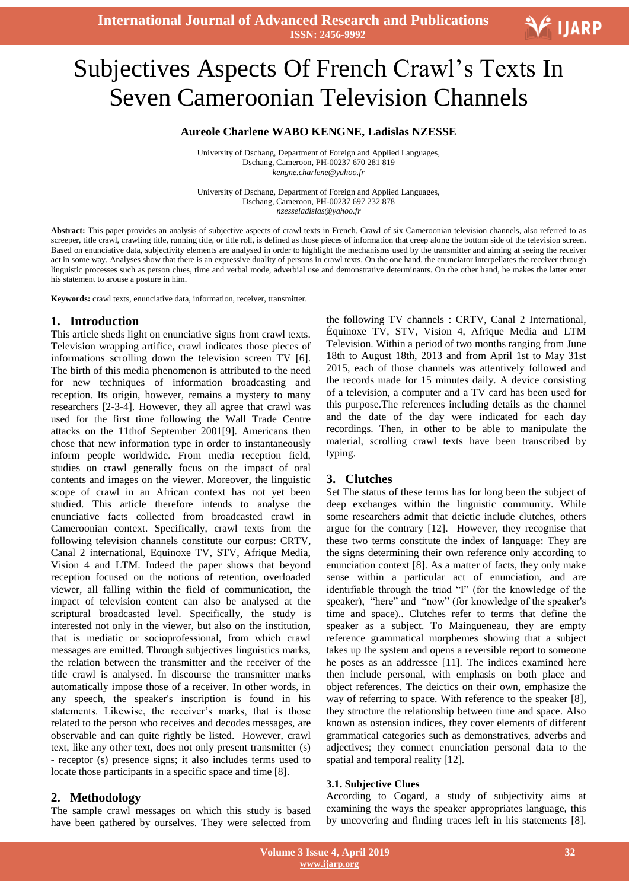# Subjectives Aspects Of French Crawl's Texts In Seven Cameroonian Television Channels

**Aureole Charlene WABO KENGNE, Ladislas NZESSE**

University of Dschang, Department of Foreign and Applied Languages,
Dschang, Cameroon, PH-00237 670 281 819
*kengne.charlene@yahoo.fr*

University of Dschang, Department of Foreign and Applied Languages,
Dschang, Cameroon, PH-00237 697 232 878
*nzesseladislas@yahoo.fr*

**Abstract:** This paper provides an analysis of subjective aspects of crawl texts in French. Crawl of six Cameroonian television channels, also referred to as screeper, title crawl, crawling title, running title, or title roll, is defined as those pieces of information that creep along the bottom side of the television screen. Based on enunciative data, subjectivity elements are analysed in order to highlight the mechanisms used by the transmitter and aiming at seeing the receiver act in some way. Analyses show that there is an expressive duality of persons in crawl texts. On the one hand, the enunciator interpellates the receiver through linguistic processes such as person clues, time and verbal mode, adverbial use and demonstrative determinants. On the other hand, he makes the latter enter his statement to arouse a posture in him.

**Keywords:** crawl texts, enunciative data, information, receiver, transmitter.

## 1. Introduction

This article sheds light on enunciative signs from crawl texts. Television wrapping artifice, crawl indicates those pieces of informations scrolling down the television screen TV [6]. The birth of this media phenomenon is attributed to the need for new techniques of information broadcasting and reception. Its origin, however, remains a mystery to many researchers [2-3-4]. However, they all agree that crawl was used for the first time following the Wall Trade Centre attacks on the 11thof September 2001[9]. Americans then chose that new information type in order to instantaneously inform people worldwide. From media reception field, studies on crawl generally focus on the impact of oral contents and images on the viewer. Moreover, the linguistic scope of crawl in an African context has not yet been studied. This article therefore intends to analyse the enunciative facts collected from broadcasted crawl in Cameroonian context. Specifically, crawl texts from the following television channels constitute our corpus: CRTV, Canal 2 international, Equinoxe TV, STV, Afrique Media, Vision 4 and LTM. Indeed the paper shows that beyond reception focused on the notions of retention, overloaded viewer, all falling within the field of communication, the impact of television content can also be analysed at the scriptural broadcasted level. Specifically, the study is interested not only in the viewer, but also on the institution, that is mediatic or socioprofessional, from which crawl messages are emitted. Through subjectives linguistics marks, the relation between the transmitter and the receiver of the title crawl is analysed. In discourse the transmitter marks automatically impose those of a receiver. In other words, in any speech, the speaker's inscription is found in his statements. Likewise, the receiver's marks, that is those related to the person who receives and decodes messages, are observable and can quite rightly be listed. However, crawl text, like any other text, does not only present transmitter (s) - receptor (s) presence signs; it also includes terms used to locate those participants in a specific space and time [8].

## 2. Methodology

The sample crawl messages on which this study is based have been gathered by ourselves. They were selected from the following TV channels : CRTV, Canal 2 International, Équinoxe TV, STV, Vision 4, Afrique Media and LTM Television. Within a period of two months ranging from June 18th to August 18th, 2013 and from April 1st to May 31st 2015, each of those channels was attentively followed and the records made for 15 minutes daily. A device consisting of a television, a computer and a TV card has been used for this purpose.The references including details as the channel and the date of the day were indicated for each day recordings. Then, in other to be able to manipulate the material, scrolling crawl texts have been transcribed by typing.

## 3. Clutches

Set The status of these terms has for long been the subject of deep exchanges within the linguistic community. While some researchers admit that deictic include clutches, others argue for the contrary [12]. However, they recognise that these two terms constitute the index of language: They are the signs determining their own reference only according to enunciation context [8]. As a matter of facts, they only make sense within a particular act of enunciation, and are identifiable through the triad "I" (for the knowledge of the speaker), "here" and "now" (for knowledge of the speaker's time and space).. Clutches refer to terms that define the speaker as a subject. To Maingueneau, they are empty reference grammatical morphemes showing that a subject takes up the system and opens a reversible report to someone he poses as an addressee [11]. The indices examined here then include personal, with emphasis on both place and object references. The deictics on their own, emphasize the way of referring to space. With reference to the speaker [8], they structure the relationship between time and space. Also known as ostension indices, they cover elements of different grammatical categories such as demonstratives, adverbs and adjectives; they connect enunciation personal data to the spatial and temporal reality [12].

### 3.1. Subjective Clues

According to Cogard, a study of subjectivity aims at examining the ways the speaker appropriates language, this by uncovering and finding traces left in his statements [8].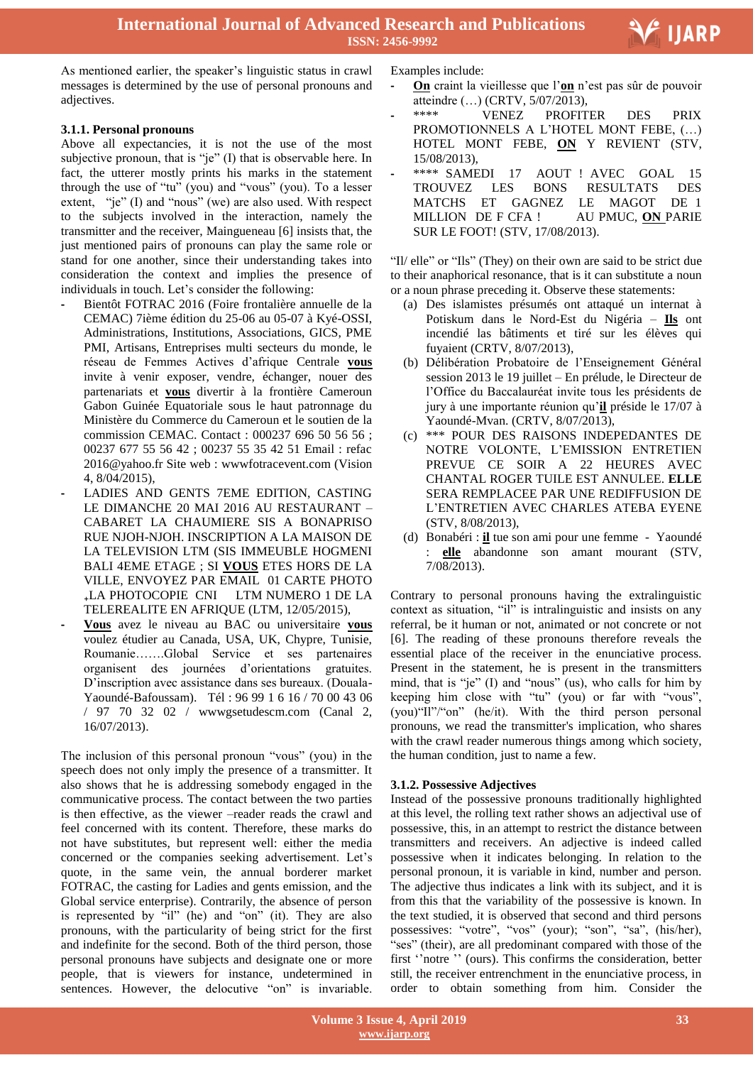As mentioned earlier, the speaker's linguistic status in crawl messages is determined by the use of personal pronouns and adjectives.

### 3.1.1. Personal pronouns

Above all expectancies, it is not the use of the most subjective pronoun, that is "je" (I) that is observable here. In fact, the utterer mostly prints his marks in the statement through the use of "tu" (you) and "vous" (you). To a lesser extent, "je" (I) and "nous" (we) are also used. With respect to the subjects involved in the interaction, namely the transmitter and the receiver, Maingueneau [6] insists that, the just mentioned pairs of pronouns can play the same role or stand for one another, since their understanding takes into consideration the context and implies the presence of individuals in touch. Let's consider the following:

- Bientôt FOTRAC 2016 (Foire frontalière annuelle de la CEMAC) 7ième édition du 25-06 au 05-07 à Kyé-OSSI, Administrations, Institutions, Associations, GICS, PME PMI, Artisans, Entreprises multi secteurs du monde, le réseau de Femmes Actives d'afrique Centrale **vous** invite à venir exposer, vendre, échanger, nouer des partenariats et **vous** divertir à la frontière Cameroun Gabon Guinée Equatoriale sous le haut patronnage du Ministère du Commerce du Cameroun et le soutien de la commission CEMAC. Contact : 000237 696 50 56 56 ; 00237 677 55 56 42 ; 00237 55 35 42 51 Email : refac 2016@yahoo.fr Site web : wwwfotracevent.com (Vision 4, 8/04/2015),
- LADIES AND GENTS 7EME EDITION, CASTING LE DIMANCHE 20 MAI 2016 AU RESTAURANT – CABARET LA CHAUMIERE SIS A BONAPRISO RUE NJOH-NJOH. INSCRIPTION A LA MAISON DE LA TELEVISION LTM (SIS IMMEUBLE HOGMENI BALI 4EME ETAGE ; SI **VOUS** ETES HORS DE LA VILLE, ENVOYEZ PAR EMAIL 01 CARTE PHOTO +LA PHOTOCOPIE CNI LTM NUMERO 1 DE LA TELEREALITE EN AFRIQUE (LTM, 12/05/2015),
- **Vous** avez le niveau au BAC ou universitaire **vous** voulez étudier au Canada, USA, UK, Chypre, Tunisie, Roumanie…….Global Service et ses partenaires organisent des journées d'orientations gratuites. D'inscription avec assistance dans ses bureaux. (Douala-Yaoundé-Bafoussam). Tél : 96 99 1 6 16 / 70 00 43 06 / 97 70 32 02 / wwwgsetudescm.com (Canal 2, 16/07/2013).

The inclusion of this personal pronoun "vous" (you) in the speech does not only imply the presence of a transmitter. It also shows that he is addressing somebody engaged in the communicative process. The contact between the two parties is then effective, as the viewer –reader reads the crawl and feel concerned with its content. Therefore, these marks do not have substitutes, but represent well: either the media concerned or the companies seeking advertisement. Let's quote, in the same vein, the annual borderer market FOTRAC, the casting for Ladies and gents emission, and the Global service enterprise). Contrarily, the absence of person is represented by "il" (he) and "on" (it). They are also pronouns, with the particularity of being strict for the first and indefinite for the second. Both of the third person, those personal pronouns have subjects and designate one or more people, that is viewers for instance, undetermined in sentences. However, the delocutive "on" is invariable. Examples include:

- **On** craint la vieillesse que l'**on** n'est pas sûr de pouvoir atteindre (…) (CRTV, 5/07/2013),
- **** VENEZ PROFITER DES PRIX PROMOTIONNELS A L'HOTEL MONT FEBE, (…) HOTEL MONT FEBE, **ON** Y REVIENT (STV, 15/08/2013),
- **** SAMEDI 17 AOUT ! AVEC GOAL 15 TROUVEZ LES BONS RESULTATS DES MATCHS ET GAGNEZ LE MAGOT DE 1 MILLION DE F CFA ! AU PMUC, **ON** PARIE SUR LE FOOT! (STV, 17/08/2013).

"Il/ elle" or "Ils" (They) on their own are said to be strict due to their anaphorical resonance, that is it can substitute a noun or a noun phrase preceding it. Observe these statements:

(a) Des islamistes présumés ont attaqué un internat à Potiskum dans le Nord-Est du Nigéria – **Ils** ont incendié las bâtiments et tiré sur les élèves qui fuyaient (CRTV, 8/07/2013),
(b) Délibération Probatoire de l'Enseignement Général session 2013 le 19 juillet – En prélude, le Directeur de l'Office du Baccalauréat invite tous les présidents de jury à une importante réunion qu'**il** préside le 17/07 à Yaoundé-Mvan. (CRTV, 8/07/2013),
(c) *** POUR DES RAISONS INDEPEDANTES DE NOTRE VOLONTE, L'EMISSION ENTRETIEN PREVUE CE SOIR A 22 HEURES AVEC CHANTAL ROGER TUILE EST ANNULEE. **ELLE** SERA REMPLACEE PAR UNE REDIFFUSION DE L'ENTRETIEN AVEC CHARLES ATEBA EYENE (STV, 8/08/2013),
(d) Bonabéri : **il** tue son ami pour une femme - Yaoundé : **elle** abandonne son amant mourant (STV, 7/08/2013).

Contrary to personal pronouns having the extralinguistic context as situation, "il" is intralinguistic and insists on any referral, be it human or not, animated or not concrete or not [6]. The reading of these pronouns therefore reveals the essential place of the receiver in the enunciative process. Present in the statement, he is present in the transmitters mind, that is "je" (I) and "nous" (us), who calls for him by keeping him close with "tu" (you) or far with "vous", (you)"Il"/"on" (he/it). With the third person personal pronouns, we read the transmitter's implication, who shares with the crawl reader numerous things among which society, the human condition, just to name a few.

### 3.1.2. Possessive Adjectives

Instead of the possessive pronouns traditionally highlighted at this level, the rolling text rather shows an adjectival use of possessive, this, in an attempt to restrict the distance between transmitters and receivers. An adjective is indeed called possessive when it indicates belonging. In relation to the personal pronoun, it is variable in kind, number and person. The adjective thus indicates a link with its subject, and it is from this that the variability of the possessive is known. In the text studied, it is observed that second and third persons possessives: "votre", "vos" (your); "son", "sa", (his/her), "ses" (their), are all predominant compared with those of the first ''notre '' (ours). This confirms the consideration, better still, the receiver entrenchment in the enunciative process, in order to obtain something from him. Consider the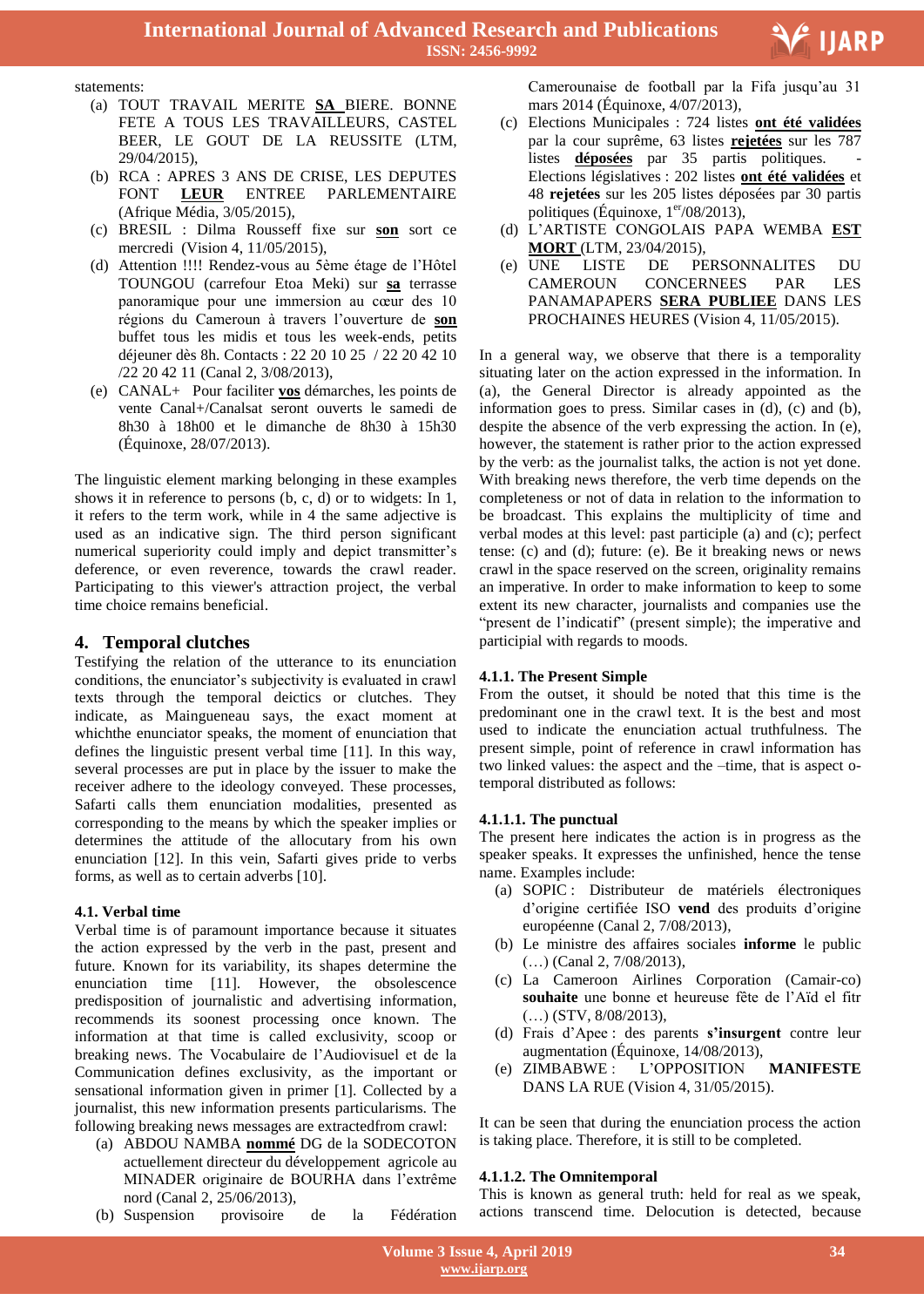statements:

(a) TOUT TRAVAIL MERITE **SA** BIERE. BONNE FETE A TOUS LES TRAVAILLEURS, CASTEL BEER, LE GOUT DE LA REUSSITE (LTM, 29/04/2015),
(b) RCA : APRES 3 ANS DE CRISE, LES DEPUTES FONT **LEUR** ENTREE PARLEMENTAIRE (Afrique Média, 3/05/2015),
(c) BRESIL : Dilma Rousseff fixe sur **son** sort ce mercredi (Vision 4, 11/05/2015),
(d) Attention !!!! Rendez-vous au 5ème étage de l'Hôtel TOUNGOU (carrefour Etoa Meki) sur **sa** terrasse panoramique pour une immersion au cœur des 10 régions du Cameroun à travers l'ouverture de **son** buffet tous les midis et tous les week-ends, petits déjeuner dès 8h. Contacts : 22 20 10 25 / 22 20 42 10 /22 20 42 11 (Canal 2, 3/08/2013),
(e) CANAL+ Pour faciliter **vos** démarches, les points de vente Canal+/Canalsat seront ouverts le samedi de 8h30 à 18h00 et le dimanche de 8h30 à 15h30 (Équinoxe, 28/07/2013).

The linguistic element marking belonging in these examples shows it in reference to persons (b, c, d) or to widgets: In 1, it refers to the term work, while in 4 the same adjective is used as an indicative sign. The third person significant numerical superiority could imply and depict transmitter's deference, or even reverence, towards the crawl reader. Participating to this viewer's attraction project, the verbal time choice remains beneficial.

## 4. Temporal clutches

Testifying the relation of the utterance to its enunciation conditions, the enunciator's subjectivity is evaluated in crawl texts through the temporal deictics or clutches. They indicate, as Maingueneau says, the exact moment at whichthe enunciator speaks, the moment of enunciation that defines the linguistic present verbal time [11]. In this way, several processes are put in place by the issuer to make the receiver adhere to the ideology conveyed. These processes, Safarti calls them enunciation modalities, presented as corresponding to the means by which the speaker implies or determines the attitude of the allocutary from his own enunciation [12]. In this vein, Safarti gives pride to verbs forms, as well as to certain adverbs [10].

### 4.1. Verbal time

Verbal time is of paramount importance because it situates the action expressed by the verb in the past, present and future. Known for its variability, its shapes determine the enunciation time [11]. However, the obsolescence predisposition of journalistic and advertising information, recommends its soonest processing once known. The information at that time is called exclusivity, scoop or breaking news. The Vocabulaire de l'Audiovisuel et de la Communication defines exclusivity, as the important or sensational information given in primer [1]. Collected by a journalist, this new information presents particularisms. The following breaking news messages are extractedfrom crawl:

(a) ABDOU NAMBA **nommé** DG de la SODECOTON actuellement directeur du développement agricole au MINADER originaire de BOURHA dans l'extrême nord (Canal 2, 25/06/2013),
(b) Suspension provisoire de la Fédération Camerounaise de football par la Fifa jusqu'au 31 mars 2014 (Équinoxe, 4/07/2013),
(c) Elections Municipales : 724 listes **ont été validées** par la cour suprême, 63 listes **rejetées** sur les 787 listes **déposées** par 35 partis politiques. - Elections législatives : 202 listes **ont été validées** et 48 **rejetées** sur les 205 listes déposées par 30 partis politiques (Équinoxe, 1er/08/2013),
(d) L'ARTISTE CONGOLAIS PAPA WEMBA **EST MORT** (LTM, 23/04/2015),
(e) UNE LISTE DE PERSONNALITES DU CAMEROUN CONCERNEES PAR LES PANAMAPAPERS **SERA PUBLIEE** DANS LES PROCHAINES HEURES (Vision 4, 11/05/2015).

In a general way, we observe that there is a temporality situating later on the action expressed in the information. In (a), the General Director is already appointed as the information goes to press. Similar cases in (d), (c) and (b), despite the absence of the verb expressing the action. In (e), however, the statement is rather prior to the action expressed by the verb: as the journalist talks, the action is not yet done. With breaking news therefore, the verb time depends on the completeness or not of data in relation to the information to be broadcast. This explains the multiplicity of time and verbal modes at this level: past participle (a) and (c); perfect tense: (c) and (d); future: (e). Be it breaking news or news crawl in the space reserved on the screen, originality remains an imperative. In order to make information to keep to some extent its new character, journalists and companies use the "present de l'indicatif" (present simple); the imperative and participial with regards to moods.

#### 4.1.1. The Present Simple

From the outset, it should be noted that this time is the predominant one in the crawl text. It is the best and most used to indicate the enunciation actual truthfulness. The present simple, point of reference in crawl information has two linked values: the aspect and the –time, that is aspect o-temporal distributed as follows:

##### 4.1.1.1. The punctual

The present here indicates the action is in progress as the speaker speaks. It expresses the unfinished, hence the tense name. Examples include:

(a) SOPIC : Distributeur de matériels électroniques d'origine certifiée ISO **vend** des produits d'origine européenne (Canal 2, 7/08/2013),
(b) Le ministre des affaires sociales **informe** le public (…) (Canal 2, 7/08/2013),
(c) La Cameroon Airlines Corporation (Camair-co) **souhaite** une bonne et heureuse fête de l'Aïd el fitr (…) (STV, 8/08/2013),
(d) Frais d'Apee : des parents **s'insurgent** contre leur augmentation (Équinoxe, 14/08/2013),
(e) ZIMBABWE : L'OPPOSITION **MANIFESTE** DANS LA RUE (Vision 4, 31/05/2015).

It can be seen that during the enunciation process the action is taking place. Therefore, it is still to be completed.

##### 4.1.1.2. The Omnitemporal

This is known as general truth: held for real as we speak, actions transcend time. Delocution is detected, because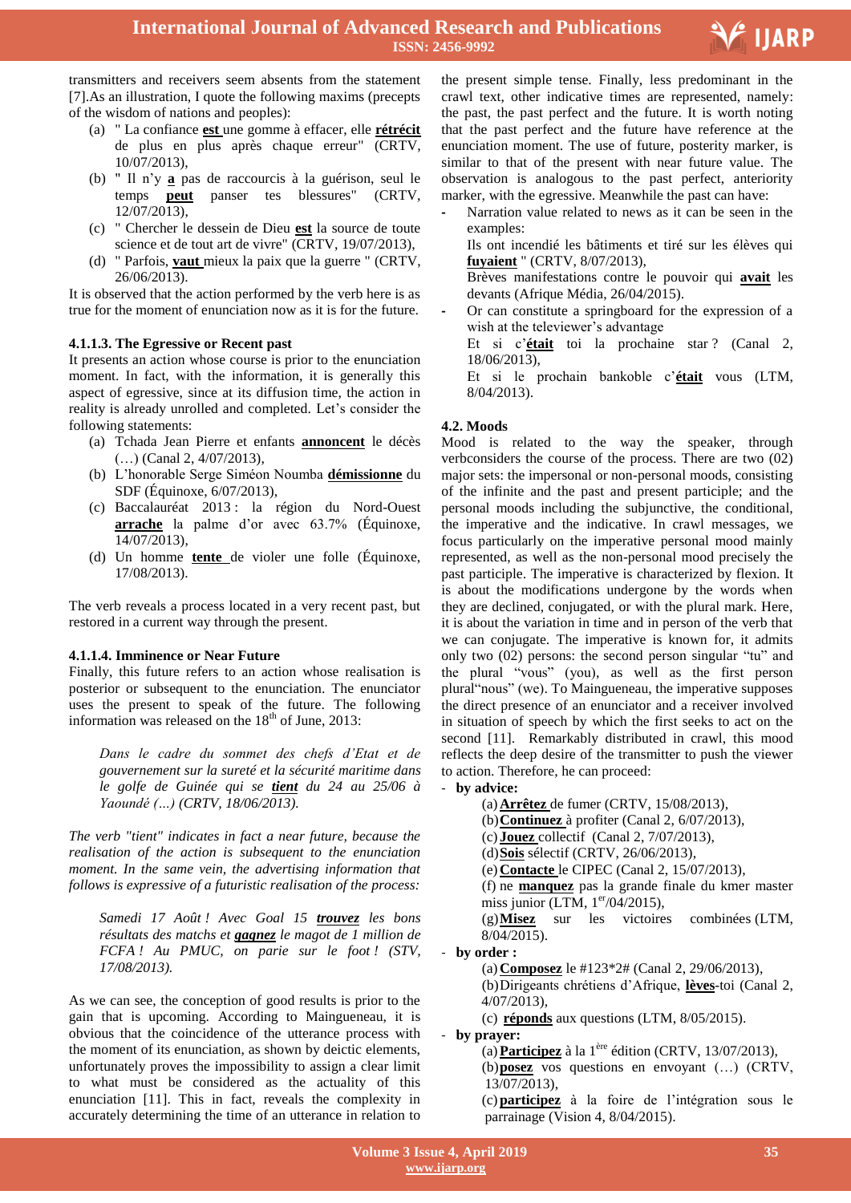transmitters and receivers seem absents from the statement [7].As an illustration, I quote the following maxims (precepts of the wisdom of nations and peoples):

(a) " La confiance **est** une gomme à effacer, elle **rétrécit** de plus en plus après chaque erreur" (CRTV, 10/07/2013),
(b) " Il n'y **a** pas de raccourcis à la guérison, seul le temps **peut** panser tes blessures" (CRTV, 12/07/2013),
(c) " Chercher le dessein de Dieu **est** la source de toute science et de tout art de vivre" (CRTV, 19/07/2013),
(d) " Parfois, **vaut** mieux la paix que la guerre " (CRTV, 26/06/2013).

It is observed that the action performed by the verb here is as true for the moment of enunciation now as it is for the future.

#### 4.1.1.3. The Egressive or Recent past

It presents an action whose course is prior to the enunciation moment. In fact, with the information, it is generally this aspect of egressive, since at its diffusion time, the action in reality is already unrolled and completed. Let's consider the following statements:

(a) Tchada Jean Pierre et enfants **annoncent** le décès (…) (Canal 2, 4/07/2013),
(b) L'honorable Serge Siméon Noumba **démissionne** du SDF (Équinoxe, 6/07/2013),
(c) Baccalauréat 2013 : la région du Nord-Ouest **arrache** la palme d'or avec 63.7% (Équinoxe, 14/07/2013),
(d) Un homme **tente** de violer une folle (Équinoxe, 17/08/2013).

The verb reveals a process located in a very recent past, but restored in a current way through the present.

#### 4.1.1.4. Imminence or Near Future

Finally, this future refers to an action whose realisation is posterior or subsequent to the enunciation. The enunciator uses the present to speak of the future. The following information was released on the 18th of June, 2013:

> *Dans le cadre du sommet des chefs d'Etat et de gouvernement sur la sureté et la sécurité maritime dans le golfe de Guinée qui se* ***tient*** *du 24 au 25/06 à Yaoundé (…) (CRTV, 18/06/2013).*

*The verb "tient" indicates in fact a near future, because the realisation of the action is subsequent to the enunciation moment. In the same vein, the advertising information that follows is expressive of a futuristic realisation of the process:*

> *Samedi 17 Août ! Avec Goal 15* ***trouvez*** *les bons résultats des matchs et* ***gagnez*** *le magot de 1 million de FCFA ! Au PMUC, on parie sur le foot ! (STV, 17/08/2013).*

As we can see, the conception of good results is prior to the gain that is upcoming. According to Maingueneau, it is obvious that the coincidence of the utterance process with the moment of its enunciation, as shown by deictic elements, unfortunately proves the impossibility to assign a clear limit to what must be considered as the actuality of this enunciation [11]. This in fact, reveals the complexity in accurately determining the time of an utterance in relation to the present simple tense. Finally, less predominant in the crawl text, other indicative times are represented, namely: the past, the past perfect and the future. It is worth noting that the past perfect and the future have reference at the enunciation moment. The use of future, posterity marker, is similar to that of the present with near future value. The observation is analogous to the past perfect, anteriority marker, with the egressive. Meanwhile the past can have:

- Narration value related to news as it can be seen in the examples:
  Ils ont incendié les bâtiments et tiré sur les élèves qui **fuyaient** " (CRTV, 8/07/2013),
  Brèves manifestations contre le pouvoir qui **avait** les devants (Afrique Média, 26/04/2015).
- Or can constitute a springboard for the expression of a wish at the televiewer's advantage
  Et si c'**était** toi la prochaine star ? (Canal 2, 18/06/2013),
  Et si le prochain bankoble c'**était** vous (LTM, 8/04/2013).

### 4.2. Moods

Mood is related to the way the speaker, through verbconsiders the course of the process. There are two (02) major sets: the impersonal or non-personal moods, consisting of the infinite and the past and present participle; and the personal moods including the subjunctive, the conditional, the imperative and the indicative. In crawl messages, we focus particularly on the imperative personal mood mainly represented, as well as the non-personal mood precisely the past participle. The imperative is characterized by flexion. It is about the modifications undergone by the words when they are declined, conjugated, or with the plural mark. Here, it is about the variation in time and in person of the verb that we can conjugate. The imperative is known for, it admits only two (02) persons: the second person singular "tu" and the plural "vous" (you), as well as the first person plural"nous" (we). To Maingueneau, the imperative supposes the direct presence of an enunciator and a receiver involved in situation of speech by which the first seeks to act on the second [11]. Remarkably distributed in crawl, this mood reflects the deep desire of the transmitter to push the viewer to action. Therefore, he can proceed:

- **by advice:**
  (a) **Arrêtez** de fumer (CRTV, 15/08/2013),
  (b) **Continuez** à profiter (Canal 2, 6/07/2013),
  (c) **Jouez** collectif (Canal 2, 7/07/2013),
  (d) **Sois** sélectif (CRTV, 26/06/2013),
  (e) **Contacte** le CIPEC (Canal 2, 15/07/2013),
  (f) ne **manquez** pas la grande finale du kmer master miss junior (LTM, 1er/04/2015),
  (g) **Misez** sur les victoires combinées (LTM, 8/04/2015).
- **by order :**
  (a) **Composez** le #123*2# (Canal 2, 29/06/2013),
  (b) Dirigeants chrétiens d'Afrique, **lèves**-toi (Canal 2, 4/07/2013),
  (c) **réponds** aux questions (LTM, 8/05/2015).
- **by prayer:**
  (a) **Participez** à la 1ère édition (CRTV, 13/07/2013),
  (b) **posez** vos questions en envoyant (…) (CRTV, 13/07/2013),
  (c) **participez** à la foire de l'intégration sous le parrainage (Vision 4, 8/04/2015).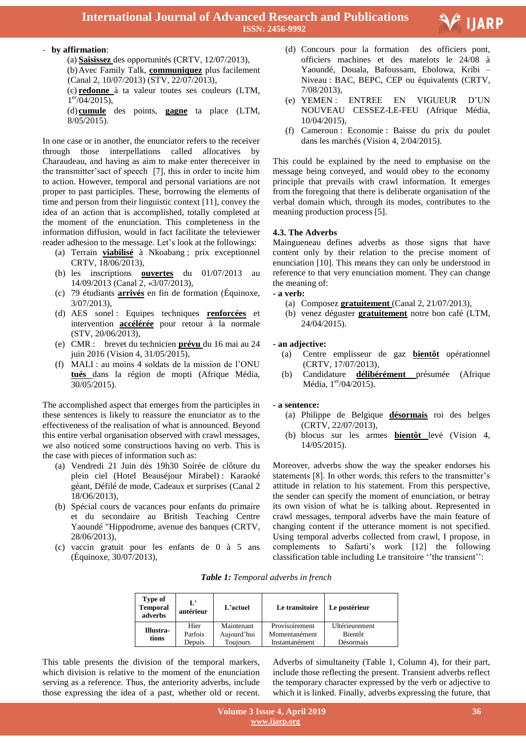- **by affirmation**:

  (a) **Saisissez** des opportunités (CRTV, 12/07/2013),

  (b) Avec Family Talk, **communiquez** plus facilement (Canal 2, 10/07/2013) (STV, 22/07/2013),

  (c) **redonne** à ta valeur toutes ses couleurs (LTM, 1er/04/2015),

  (d) **cumule** des points, **gagne** ta place (LTM, 8/05/2015).

In one case or in another, the enunciator refers to the receiver through those interpellations called allocatives by Charaudeau, and having as aim to make enter thereceiver in the transmitter'sact of speech [7], this in order to incite him to action. However, temporal and personal variations are not proper to past participles. These, borrowing the elements of time and person from their linguistic context [11], convey the idea of an action that is accomplished, totally completed at the moment of the enunciation. This completeness in the information diffusion, would in fact facilitate the televiewer reader adhesion to the message. Let's look at the followings:

(a) Terrain **viabilisé** à Nkoabang ; prix exceptionnel CRTV, 18/06/2013),

(b) les inscriptions **ouvertes** du 01/07/2013 au 14/09/2013 (Canal 2, «3/07/2013),

(c) 79 étudiants **arrivés** en fin de formation (Équinoxe, 3/07/2013),

(d) AES sonel : Equipes techniques **renforcées** et intervention **accélérée** pour retour à la normale (STV, 20/06/2013),

(e) CMR : brevet du technicien **prévu** du 16 mai au 24 juin 2016 (Vision 4, 31/05/2015),

(f) MALI : au moins 4 soldats de la mission de l'ONU **tués** dans la région de mopti (Afrique Média, 30/05/2015).

The accomplished aspect that emerges from the participles in these sentences is likely to reassure the enunciator as to the effectiveness of the realisation of what is announced. Beyond this entire verbal organisation observed with crawl messages, we also noticed some constructions having no verb. This is the case with pieces of information such as:

(a) Vendredi 21 Juin dès 19h30 Soirée de clôture du plein ciel (Hotel Beauséjour Mirabel) : Karaoké géant, Défilé de mode, Cadeaux et surprises (Canal 2 18/O6/2013),

(b) Spécial cours de vacances pour enfants du primaire et du secondaire au British Teaching Centre Yaoundé "Hippodrome, avenue des banques (CRTV, 28/06/2013),

(c) vaccin gratuit pour les enfants de 0 à 5 ans (Équinoxe, 30/07/2013),

(d) Concours pour la formation des officiers pont, officiers machines et des matelots le 24/08 à Yaoundé, Douala, Bafoussam, Ebolowa, Kribi – Niveau : BAC, BEPC, CEP ou équivalents (CRTV, 7/08/2013),

(e) YEMEN : ENTREE EN VIGUEUR D'UN NOUVEAU CESSEZ-LE-FEU (Afrique Média, 10/04/2015),

(f) Cameroun : Economie : Baisse du prix du poulet dans les marchés (Vision 4, 2/04/2015).

This could be explained by the need to emphasise on the message being conveyed, and would obey to the economy principle that prevails with crawl information. It emerges from the foregoing that there is deliberate organisation of the verbal domain which, through its modes, contributes to the meaning production process [5].

### 4.3. The Adverbs

Maingueneau defines adverbs as those signs that have content only by their relation to the precise moment of enunciation [10]. This means they can only be understood in reference to that very enunciation moment. They can change the meaning of:

**- a verb:**

(a) Composez **gratuitement** (Canal 2, 21/07/2013),

(b) venez déguster **gratuitement** notre bon café (LTM, 24/04/2015).

**- an adjective:**

(a) Centre emplisseur de gaz **bientôt** opérationnel (CRTV, 17/07/2013),

(b) Candidature **délibérément** présumée (Afrique Média, 1er/04/2015).

**- a sentence:**

(a) Philippe de Belgique **désormais** roi des belges (CRTV, 22/07/2013),

(b) blocus sur les armes **bientôt** levé (Vision 4, 14/05/2015).

Moreover, adverbs show the way the speaker endorses his statements [8]. In other words, this refers to the transmitter's attitude in relation to his statement. From this perspective, the sender can specify the moment of enunciation, or betray its own vision of what he is talking about. Represented in crawl messages, temporal adverbs have the main feature of changing content if the utterance moment is not specified. Using temporal adverbs collected from crawl, I propose, in complements to Safarti's work [12] the following classification table including Le transitoire ''the transient'':

***Table 1:*** *Temporal adverbs in french*

| Type of Temporal adverbs | L' antérieur | L'actuel | Le transitoire | Le postérieur |
|---|---|---|---|---|
| Illustra-tions | Hier<br>Parfois<br>Depuis | Maintenant<br>Aujourd'hui<br>Toujours | Provisoirement<br>Momentanément<br>Instantanément | Ultérieurement<br>Bientôt<br>Désormais |

This table presents the division of the temporal markers, which division is relative to the moment of the enunciation serving as a reference. Thus, the anteriority adverbs, include those expressing the idea of a past, whether old or recent. Adverbs of simultaneity (Table 1, Column 4), for their part, include those reflecting the present. Transient adverbs reflect the temporary character expressed by the verb or adjective to which it is linked. Finally, adverbs expressing the future, that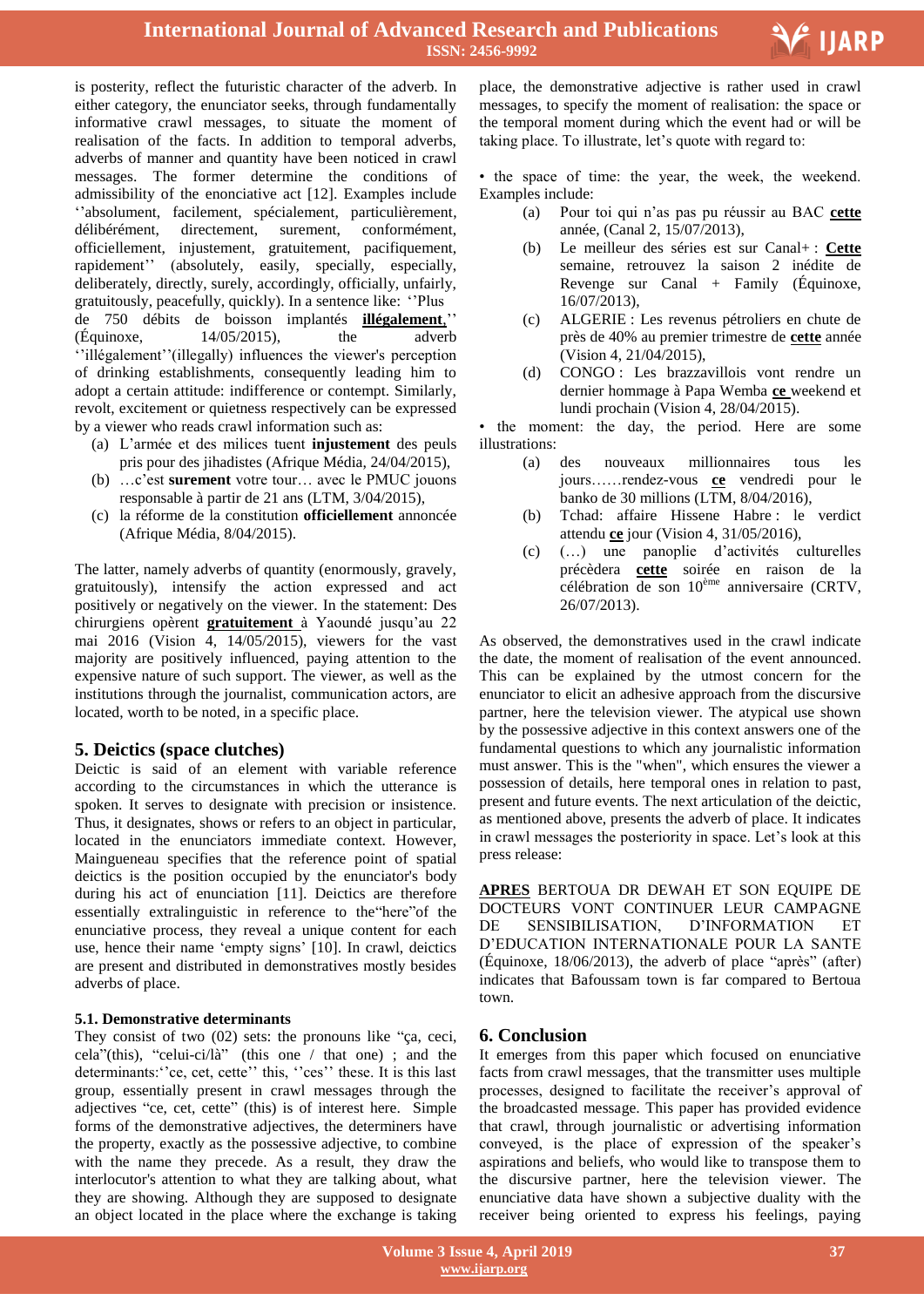is posterity, reflect the futuristic character of the adverb. In either category, the enunciator seeks, through fundamentally informative crawl messages, to situate the moment of realisation of the facts. In addition to temporal adverbs, adverbs of manner and quantity have been noticed in crawl messages. The former determine the conditions of admissibility of the enonciative act [12]. Examples include ''absolument, facilement, spécialement, particulièrement, délibérément, directement, surement, conformément, officiellement, injustement, gratuitement, pacifiquement, rapidement'' (absolutely, easily, specially, especially, deliberately, directly, surely, accordingly, officially, unfairly, gratuitously, peacefully, quickly). In a sentence like: ''Plus de 750 débits de boisson implantés **illégalement**,'' (Équinoxe, 14/05/2015), the adverb ''illégalement''(illegally) influences the viewer's perception of drinking establishments, consequently leading him to adopt a certain attitude: indifference or contempt. Similarly, revolt, excitement or quietness respectively can be expressed by a viewer who reads crawl information such as:

(a) L'armée et des milices tuent **injustement** des peuls pris pour des jihadistes (Afrique Média, 24/04/2015),
(b) …c'est **surement** votre tour… avec le PMUC jouons responsable à partir de 21 ans (LTM, 3/04/2015),
(c) la réforme de la constitution **officiellement** annoncée (Afrique Média, 8/04/2015).

The latter, namely adverbs of quantity (enormously, gravely, gratuitously), intensify the action expressed and act positively or negatively on the viewer. In the statement: Des chirurgiens opèrent **gratuitement** à Yaoundé jusqu'au 22 mai 2016 (Vision 4, 14/05/2015), viewers for the vast majority are positively influenced, paying attention to the expensive nature of such support. The viewer, as well as the institutions through the journalist, communication actors, are located, worth to be noted, in a specific place.

## 5. Deictics (space clutches)

Deictic is said of an element with variable reference according to the circumstances in which the utterance is spoken. It serves to designate with precision or insistence. Thus, it designates, shows or refers to an object in particular, located in the enunciators immediate context. However, Maingueneau specifies that the reference point of spatial deictics is the position occupied by the enunciator's body during his act of enunciation [11]. Deictics are therefore essentially extralinguistic in reference to the"here"of the enunciative process, they reveal a unique content for each use, hence their name 'empty signs' [10]. In crawl, deictics are present and distributed in demonstratives mostly besides adverbs of place.

### 5.1. Demonstrative determinants

They consist of two (02) sets: the pronouns like "ça, ceci, cela"(this), "celui-ci/là" (this one / that one) ; and the determinants:''ce, cet, cette'' this, ''ces'' these. It is this last group, essentially present in crawl messages through the adjectives "ce, cet, cette" (this) is of interest here. Simple forms of the demonstrative adjectives, the determiners have the property, exactly as the possessive adjective, to combine with the name they precede. As a result, they draw the interlocutor's attention to what they are talking about, what they are showing. Although they are supposed to designate an object located in the place where the exchange is taking place, the demonstrative adjective is rather used in crawl messages, to specify the moment of realisation: the space or the temporal moment during which the event had or will be taking place. To illustrate, let's quote with regard to:

- the space of time: the year, the week, the weekend. Examples include:
  (a) Pour toi qui n'as pas pu réussir au BAC **cette** année, (Canal 2, 15/07/2013),
  (b) Le meilleur des séries est sur Canal+ : **Cette** semaine, retrouvez la saison 2 inédite de Revenge sur Canal + Family (Équinoxe, 16/07/2013),
  (c) ALGERIE : Les revenus pétroliers en chute de près de 40% au premier trimestre de **cette** année (Vision 4, 21/04/2015),
  (d) CONGO : Les brazzavillois vont rendre un dernier hommage à Papa Wemba **ce** weekend et lundi prochain (Vision 4, 28/04/2015).
- the moment: the day, the period. Here are some illustrations:
  (a) des nouveaux millionnaires tous les jours……rendez-vous **ce** vendredi pour le banko de 30 millions (LTM, 8/04/2016),
  (b) Tchad: affaire Hissene Habre : le verdict attendu **ce** jour (Vision 4, 31/05/2016),
  (c) (…) une panoplie d'activités culturelles précèdera **cette** soirée en raison de la célébration de son 10ème anniversaire (CRTV, 26/07/2013).

As observed, the demonstratives used in the crawl indicate the date, the moment of realisation of the event announced. This can be explained by the utmost concern for the enunciator to elicit an adhesive approach from the discursive partner, here the television viewer. The atypical use shown by the possessive adjective in this context answers one of the fundamental questions to which any journalistic information must answer. This is the "when", which ensures the viewer a possession of details, here temporal ones in relation to past, present and future events. The next articulation of the deictic, as mentioned above, presents the adverb of place. It indicates in crawl messages the posteriority in space. Let's look at this press release:

**APRES** BERTOUA DR DEWAH ET SON EQUIPE DE DOCTEURS VONT CONTINUER LEUR CAMPAGNE DE SENSIBILISATION, D'INFORMATION ET D'EDUCATION INTERNATIONALE POUR LA SANTE (Équinoxe, 18/06/2013), the adverb of place "après" (after) indicates that Bafoussam town is far compared to Bertoua town.

## 6. Conclusion

It emerges from this paper which focused on enunciative facts from crawl messages, that the transmitter uses multiple processes, designed to facilitate the receiver's approval of the broadcasted message. This paper has provided evidence that crawl, through journalistic or advertising information conveyed, is the place of expression of the speaker's aspirations and beliefs, who would like to transpose them to the discursive partner, here the television viewer. The enunciative data have shown a subjective duality with the receiver being oriented to express his feelings, paying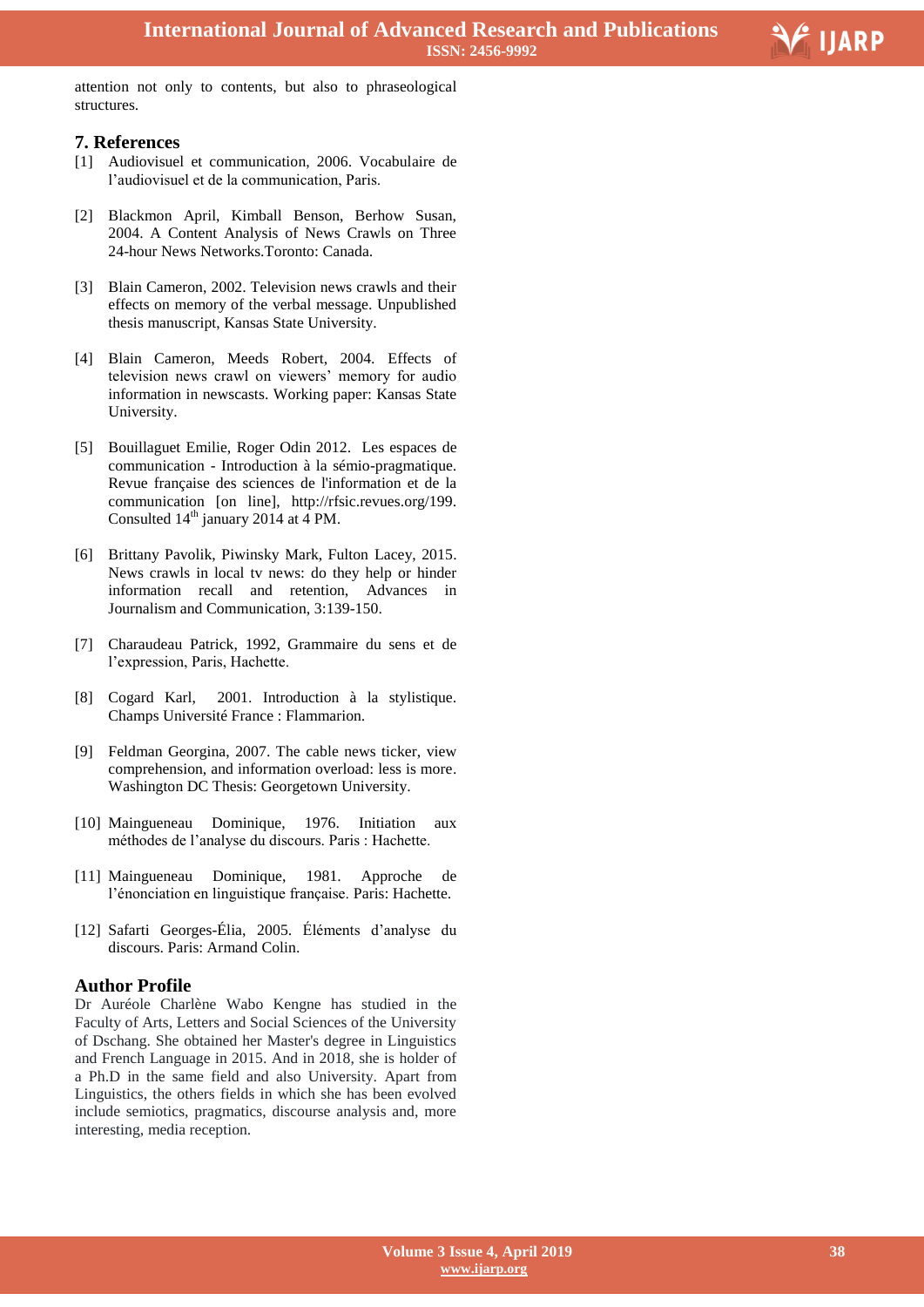attention not only to contents, but also to phraseological structures.

## 7. References

[1] Audiovisuel et communication, 2006. Vocabulaire de l'audiovisuel et de la communication, Paris.

[2] Blackmon April, Kimball Benson, Berhow Susan, 2004. A Content Analysis of News Crawls on Three 24-hour News Networks.Toronto: Canada.

[3] Blain Cameron, 2002. Television news crawls and their effects on memory of the verbal message. Unpublished thesis manuscript, Kansas State University.

[4] Blain Cameron, Meeds Robert, 2004. Effects of television news crawl on viewers' memory for audio information in newscasts. Working paper: Kansas State University.

[5] Bouillaguet Emilie, Roger Odin 2012. Les espaces de communication - Introduction à la sémio-pragmatique. Revue française des sciences de l'information et de la communication [on line], http://rfsic.revues.org/199. Consulted 14th january 2014 at 4 PM.

[6] Brittany Pavolik, Piwinsky Mark, Fulton Lacey, 2015. News crawls in local tv news: do they help or hinder information recall and retention, Advances in Journalism and Communication, 3:139-150.

[7] Charaudeau Patrick, 1992, Grammaire du sens et de l'expression, Paris, Hachette.

[8] Cogard Karl, 2001. Introduction à la stylistique. Champs Université France : Flammarion.

[9] Feldman Georgina, 2007. The cable news ticker, view comprehension, and information overload: less is more. Washington DC Thesis: Georgetown University.

[10] Maingueneau Dominique, 1976. Initiation aux méthodes de l'analyse du discours. Paris : Hachette.

[11] Maingueneau Dominique, 1981. Approche de l'énonciation en linguistique française. Paris: Hachette.

[12] Safarti Georges-Élia, 2005. Éléments d'analyse du discours. Paris: Armand Colin.

## Author Profile

Dr Auréole Charlène Wabo Kengne has studied in the Faculty of Arts, Letters and Social Sciences of the University of Dschang. She obtained her Master's degree in Linguistics and French Language in 2015. And in 2018, she is holder of a Ph.D in the same field and also University. Apart from Linguistics, the others fields in which she has been evolved include semiotics, pragmatics, discourse analysis and, more interesting, media reception.